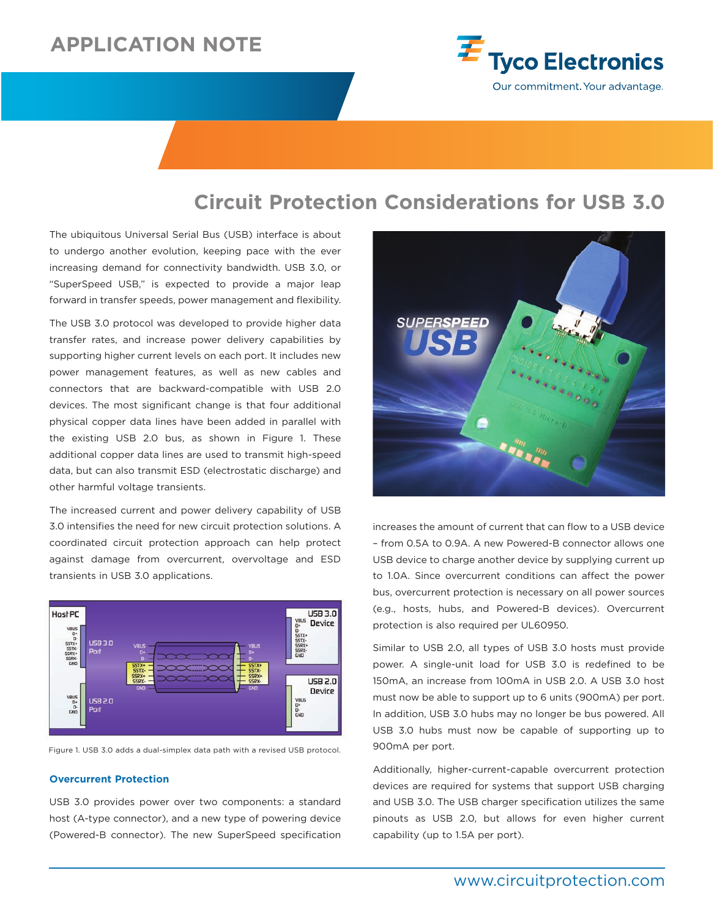APPLICATION NOTE

# Circuit Protection Considerations for USB 3.0

The ubiquitous Universal Serial Bus (USB) interface is about to undergo another evolution, keeping pace with the ever increasing demand for connectivity bandwidth. USB 3.0, or "SuperSpeed USB," is expected to provide a major leap forward in transfer speeds, power management and flexibility.

The USB 3.0 protocol was developed to provide higher data transfer rates, and increase power delivery capabilities by supporting higher current levels on each port. It includes new power management features, as well as new cables and connectors that are backward-compatible with USB 2.0 devices. The most significant change is that four additional physical copper data lines have been added in parallel with the existing USB 2.0 bus, as shown in Figure 1. These additional copper data lines are used to transmit high-speed data, but can also transmit ESD (electrostatic discharge) and other harmful voltage transients.

The increased current and power delivery capability of USB 3.0 intensifies the need for new circuit protection solutions. A coordinated circuit protection approach can help protect against damage from overcurrent, overvoltage and ESD transients in USB 3.0 applications.

Figure 1. USB 3.0 adds a dual-simplex data path with a revised USB protocol.

## Overcurrent Protection

USB 3.0 provides power over two components: a standard host (A-type connector), and a new type of powering device (Powered-B connector). The new SuperSpeed specification increases the amount of current that can flow to a USB device – from 0.5A to 0.9A. A new Powered-B connector allows one USB device to charge another device by supplying current up to 1.0A. Since overcurrent conditions can affect the power bus, overcurrent protection is necessary on all power sources (e.g., hosts, hubs, and Powered-B devices). Overcurrent protection is also required per UL60950.

Similar to USB 2.0, all types of USB 3.0 hosts must provide power. A single-unit load for USB 3.0 is redefined to be 150mA, an increase from 100mA in USB 2.0. A USB 3.0 host must now be able to support up to 6 units (900mA) per port. In addition, USB 3.0 hubs may no longer be bus powered. All USB 3.0 hubs must now be capable of supporting up to 900mA per port.

Additionally, higher-current-capable overcurrent protection devices are required for systems that support USB charging and USB 3.0. The USB charger specification utilizes the same pinouts as USB 2.0, but allows for even higher current capability (up to 1.5A per port).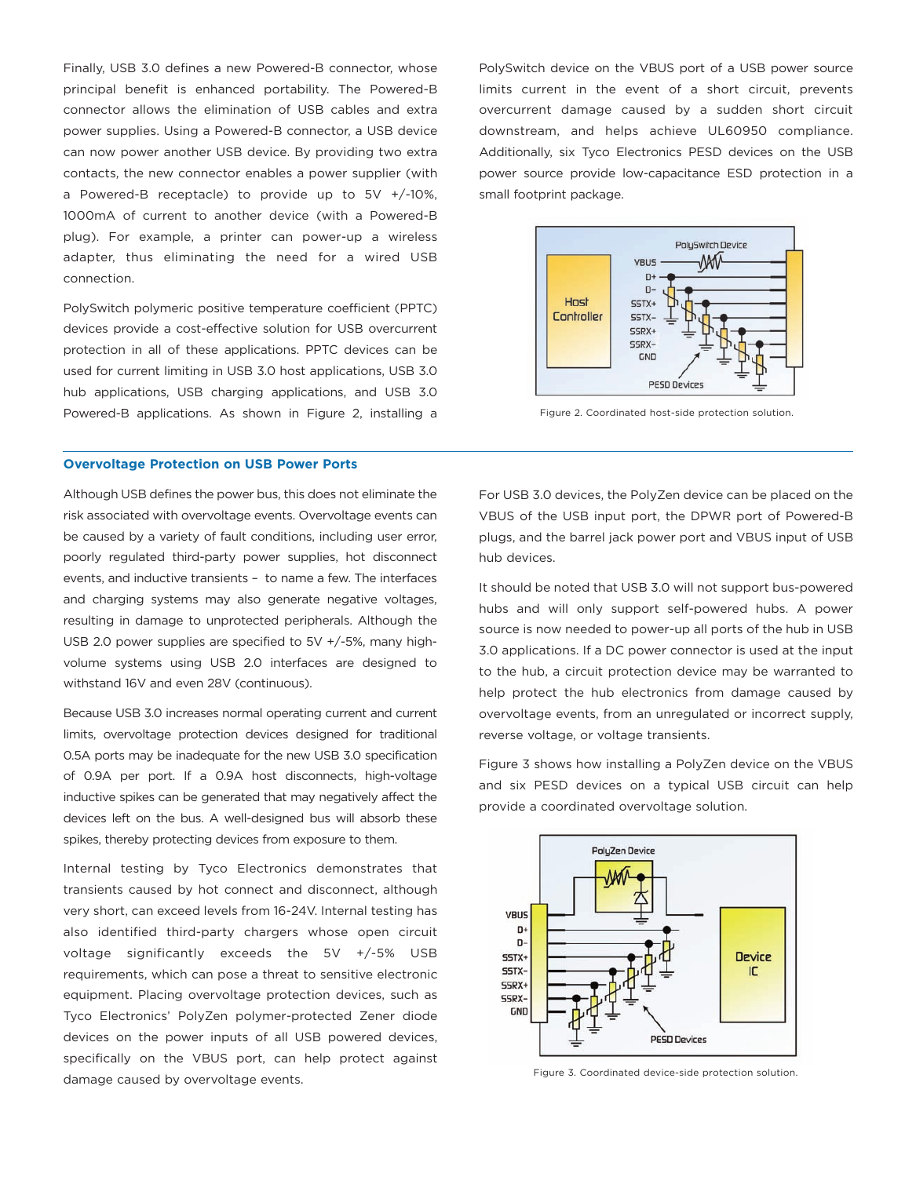Finally, USB 3.0 defines a new Powered-B connector, whose principal benefit is enhanced portability. The Powered-B connector allows the elimination of USB cables and extra power supplies. Using a Powered-B connector, a USB device can now power another USB device. By providing two extra contacts, the new connector enables a power supplier (with a Powered-B receptacle) to provide up to 5V +/-10%, 1000mA of current to another device (with a Powered-B plug). For example, a printer can power-up a wireless adapter, thus eliminating the need for a wired USB connection.

PolySwitch polymeric positive temperature coefficient (PPTC) devices provide a cost-effective solution for USB overcurrent protection in all of these applications. PPTC devices can be used for current limiting in USB 3.0 host applications, USB 3.0 hub applications, USB charging applications, and USB 3.0 Powered-B applications. As shown in Figure 2, installing a PolySwitch device on the VBUS port of a USB power source limits current in the event of a short circuit, prevents overcurrent damage caused by a sudden short circuit downstream, and helps achieve UL60950 compliance. Additionally, six Tyco Electronics PESD devices on the USB power source provide low-capacitance ESD protection in a small footprint package.

Figure 2. Coordinated host-side protection solution.

## Overvoltage Protection on USB Power Ports

Although USB defines the power bus, this does not eliminate the risk associated with overvoltage events. Overvoltage events can be caused by a variety of fault conditions, including user error, poorly regulated third-party power supplies, hot disconnect events, and inductive transients – to name a few. The interfaces and charging systems may also generate negative voltages, resulting in damage to unprotected peripherals. Although the USB 2.0 power supplies are specified to 5V +/-5%, many high-volume systems using USB 2.0 interfaces are designed to withstand 16V and even 28V (continuous).

Because USB 3.0 increases normal operating current and current limits, overvoltage protection devices designed for traditional 0.5A ports may be inadequate for the new USB 3.0 specification of 0.9A per port. If a 0.9A host disconnects, high-voltage inductive spikes can be generated that may negatively affect the devices left on the bus. A well-designed bus will absorb these spikes, thereby protecting devices from exposure to them.

Internal testing by Tyco Electronics demonstrates that transients caused by hot connect and disconnect, although very short, can exceed levels from 16-24V. Internal testing has also identified third-party chargers whose open circuit voltage significantly exceeds the 5V +/-5% USB requirements, which can pose a threat to sensitive electronic equipment. Placing overvoltage protection devices, such as Tyco Electronics' PolyZen polymer-protected Zener diode devices on the power inputs of all USB powered devices, specifically on the VBUS port, can help protect against damage caused by overvoltage events.

For USB 3.0 devices, the PolyZen device can be placed on the VBUS of the USB input port, the DPWR port of Powered-B plugs, and the barrel jack power port and VBUS input of USB hub devices.

It should be noted that USB 3.0 will not support bus-powered hubs and will only support self-powered hubs. A power source is now needed to power-up all ports of the hub in USB 3.0 applications. If a DC power connector is used at the input to the hub, a circuit protection device may be warranted to help protect the hub electronics from damage caused by overvoltage events, from an unregulated or incorrect supply, reverse voltage, or voltage transients.

Figure 3 shows how installing a PolyZen device on the VBUS and six PESD devices on a typical USB circuit can help provide a coordinated overvoltage solution.

Figure 3. Coordinated device-side protection solution.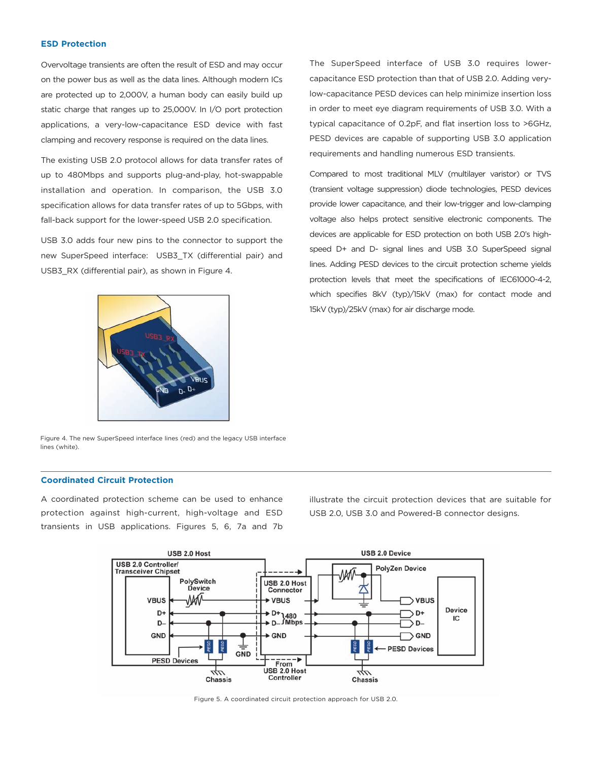## ESD Protection

Overvoltage transients are often the result of ESD and may occur on the power bus as well as the data lines. Although modern ICs are protected up to 2,000V, a human body can easily build up static charge that ranges up to 25,000V. In I/O port protection applications, a very-low-capacitance ESD device with fast clamping and recovery response is required on the data lines.

The existing USB 2.0 protocol allows for data transfer rates of up to 480Mbps and supports plug-and-play, hot-swappable installation and operation. In comparison, the USB 3.0 specification allows for data transfer rates of up to 5Gbps, with fall-back support for the lower-speed USB 2.0 specification.

USB 3.0 adds four new pins to the connector to support the new SuperSpeed interface: USB3_TX (differential pair) and USB3_RX (differential pair), as shown in Figure 4.

Figure 4. The new SuperSpeed interface lines (red) and the legacy USB interface lines (white).

The SuperSpeed interface of USB 3.0 requires lower-capacitance ESD protection than that of USB 2.0. Adding very-low-capacitance PESD devices can help minimize insertion loss in order to meet eye diagram requirements of USB 3.0. With a typical capacitance of 0.2pF, and flat insertion loss to >6GHz, PESD devices are capable of supporting USB 3.0 application requirements and handling numerous ESD transients.

Compared to most traditional MLV (multilayer varistor) or TVS (transient voltage suppression) diode technologies, PESD devices provide lower capacitance, and their low-trigger and low-clamping voltage also helps protect sensitive electronic components. The devices are applicable for ESD protection on both USB 2.0's high-speed D+ and D- signal lines and USB 3.0 SuperSpeed signal lines. Adding PESD devices to the circuit protection scheme yields protection levels that meet the specifications of IEC61000-4-2, which specifies 8kV (typ)/15kV (max) for contact mode and 15kV (typ)/25kV (max) for air discharge mode.

## Coordinated Circuit Protection

A coordinated protection scheme can be used to enhance protection against high-current, high-voltage and ESD transients in USB applications. Figures 5, 6, 7a and 7b illustrate the circuit protection devices that are suitable for USB 2.0, USB 3.0 and Powered-B connector designs.

Figure 5. A coordinated circuit protection approach for USB 2.0.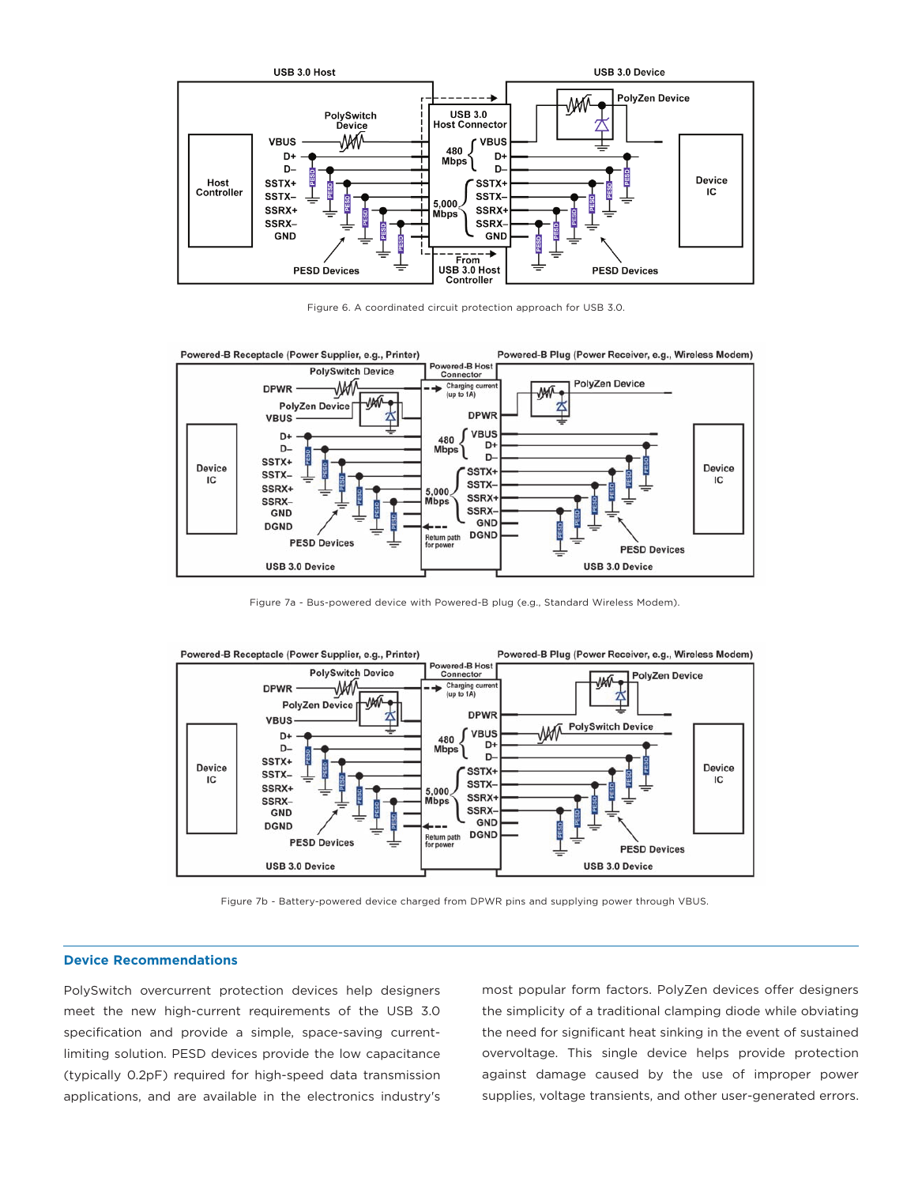Figure 6. A coordinated circuit protection approach for USB 3.0.

Figure 7a - Bus-powered device with Powered-B plug (e.g., Standard Wireless Modem).

Figure 7b - Battery-powered device charged from DPWR pins and supplying power through VBUS.

## Device Recommendations

PolySwitch overcurrent protection devices help designers meet the new high-current requirements of the USB 3.0 specification and provide a simple, space-saving current-limiting solution. PESD devices provide the low capacitance (typically 0.2pF) required for high-speed data transmission applications, and are available in the electronics industry's most popular form factors. PolyZen devices offer designers the simplicity of a traditional clamping diode while obviating the need for significant heat sinking in the event of sustained overvoltage. This single device helps provide protection against damage caused by the use of improper power supplies, voltage transients, and other user-generated errors.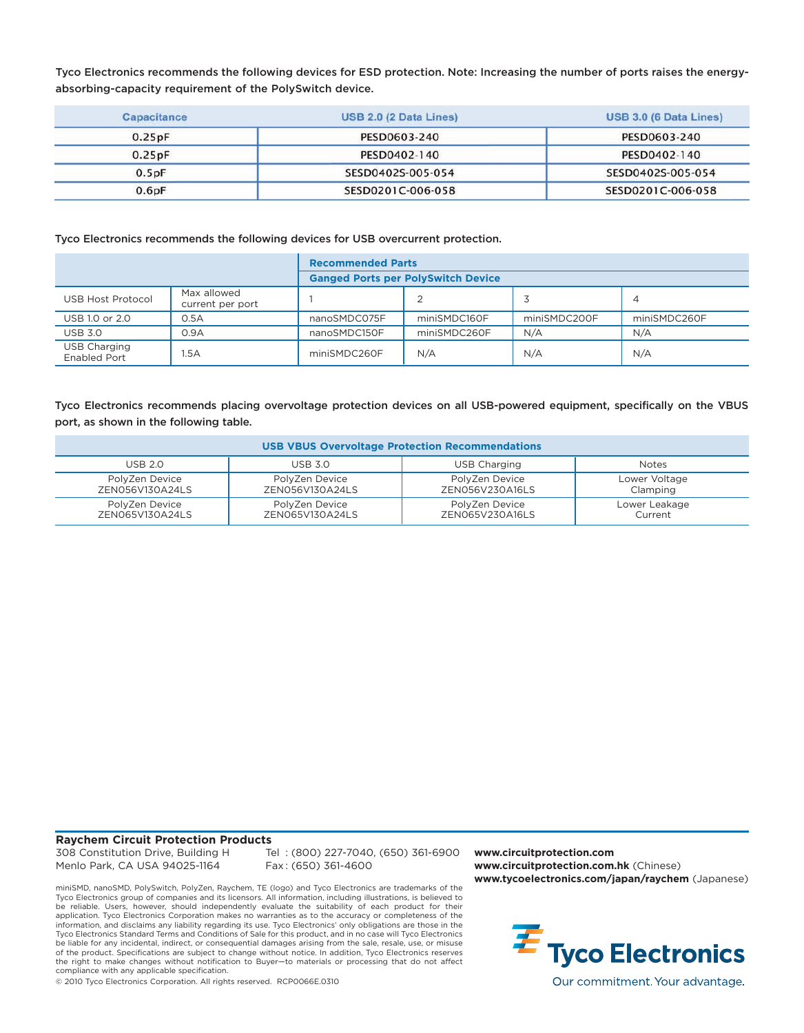Tyco Electronics recommends the following devices for ESD protection. Note: Increasing the number of ports raises the energy-absorbing-capacity requirement of the PolySwitch device.

| Capacitance | USB 2.0 (2 Data Lines) | USB 3.0 (6 Data Lines) |
|---|---|---|
| 0.25pF | PESD0603-240 | PESD0603-240 |
| 0.25pF | PESD0402-140 | PESD0402-140 |
| 0.5pF | SESD0402S-005-054 | SESD0402S-005-054 |
| 0.6pF | SESD0201C-006-058 | SESD0201C-006-058 |

Tyco Electronics recommends the following devices for USB overcurrent protection.

| | | Recommended Parts | | | |
|---|---|---|---|---|---|
| | | Ganged Ports per PolySwitch Device | | | |
| USB Host Protocol | Max allowed current per port | 1 | 2 | 3 | 4 |
| USB 1.0 or 2.0 | 0.5A | nanoSMDC075F | miniSMDC160F | miniSMDC200F | miniSMDC260F |
| USB 3.0 | 0.9A | nanoSMDC150F | miniSMDC260F | N/A | N/A |
| USB Charging Enabled Port | 1.5A | miniSMDC260F | N/A | N/A | N/A |

Tyco Electronics recommends placing overvoltage protection devices on all USB-powered equipment, specifically on the VBUS port, as shown in the following table.

| USB VBUS Overvoltage Protection Recommendations | | | |
|---|---|---|---|
| USB 2.0 | USB 3.0 | USB Charging | Notes |
| PolyZen Device ZEN056V130A24LS | PolyZen Device ZEN056V130A24LS | PolyZen Device ZEN056V230A16LS | Lower Voltage Clamping |
| PolyZen Device ZEN065V130A24LS | PolyZen Device ZEN065V130A24LS | PolyZen Device ZEN065V230A16LS | Lower Leakage Current |

**Raychem Circuit Protection Products**
308 Constitution Drive, Building H
Menlo Park, CA USA 94025-1164

Tel : (800) 227-7040, (650) 361-6900
Fax : (650) 361-4600

**www.circuitprotection.com**
**www.circuitprotection.com.hk** (Chinese)
**www.tycoelectronics.com/japan/raychem** (Japanese)

miniSMD, nanoSMD, PolySwitch, PolyZen, Raychem, TE (logo) and Tyco Electronics are trademarks of the Tyco Electronics group of companies and its licensors. All information, including illustrations, is believed to be reliable. Users, however, should independently evaluate the suitability of each product for their application. Tyco Electronics Corporation makes no warranties as to the accuracy or completeness of the information, and disclaims any liability regarding its use. Tyco Electronics' only obligations are those in the Tyco Electronics Standard Terms and Conditions of Sale for this product, and in no case will Tyco Electronics be liable for any incidental, indirect, or consequential damages arising from the sale, resale, use, or misuse of the product. Specifications are subject to change without notice. In addition, Tyco Electronics reserves the right to make changes without notification to Buyer—to materials or processing that do not affect compliance with any applicable specification.

© 2010 Tyco Electronics Corporation. All rights reserved. RCP0066E.0310

Tyco Electronics
Our commitment. Your advantage.